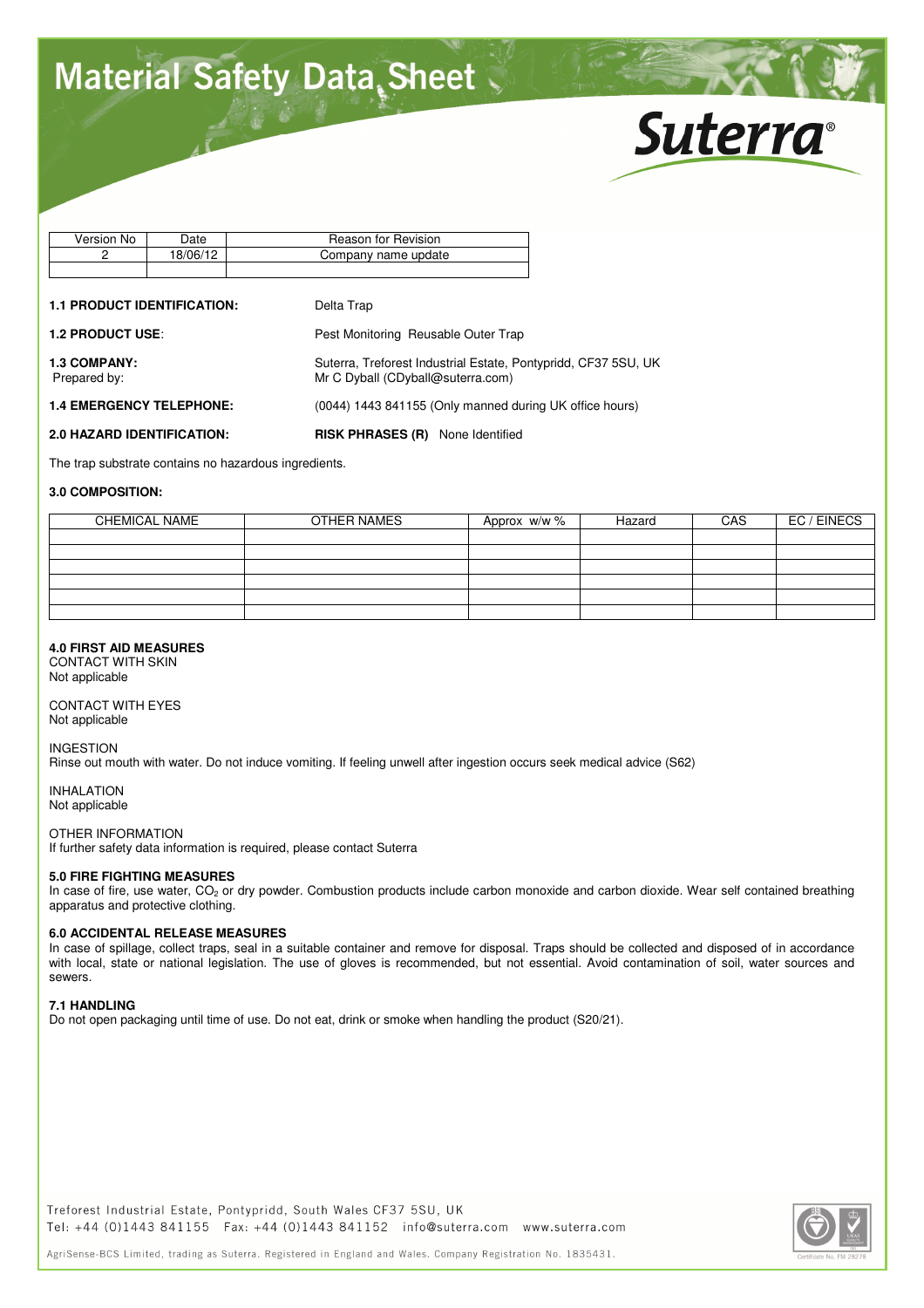# Material Safety Data Sheet

Suterra®

| Version No | Date | Reason for Revision |
|---|---|---|
| 2 | 18/06/12 | Company name update |
| | | |

**1.1 PRODUCT IDENTIFICATION:** Delta Trap

**1.2 PRODUCT USE**: Pest Monitoring Reusable Outer Trap

**1.3 COMPANY:** Suterra, Treforest Industrial Estate, Pontypridd, CF37 5SU, UK
Prepared by: Mr C Dyball (CDyball@suterra.com)

**1.4 EMERGENCY TELEPHONE:** (0044) 1443 841155 (Only manned during UK office hours)

**2.0 HAZARD IDENTIFICATION:** **RISK PHRASES (R)** None Identified

The trap substrate contains no hazardous ingredients.

**3.0 COMPOSITION:**

| CHEMICAL NAME | OTHER NAMES | Approx w/w % | Hazard | CAS | EC / EINECS |
|---|---|---|---|---|---|
| | | | | | |
| | | | | | |
| | | | | | |
| | | | | | |
| | | | | | |
| | | | | | |

**4.0 FIRST AID MEASURES**

CONTACT WITH SKIN
Not applicable

CONTACT WITH EYES
Not applicable

INGESTION
Rinse out mouth with water. Do not induce vomiting. If feeling unwell after ingestion occurs seek medical advice (S62)

INHALATION
Not applicable

OTHER INFORMATION
If further safety data information is required, please contact Suterra

**5.0 FIRE FIGHTING MEASURES**

In case of fire, use water, $CO_2$ or dry powder. Combustion products include carbon monoxide and carbon dioxide. Wear self contained breathing apparatus and protective clothing.

**6.0 ACCIDENTAL RELEASE MEASURES**

In case of spillage, collect traps, seal in a suitable container and remove for disposal. Traps should be collected and disposed of in accordance with local, state or national legislation. The use of gloves is recommended, but not essential. Avoid contamination of soil, water sources and sewers.

**7.1 HANDLING**

Do not open packaging until time of use. Do not eat, drink or smoke when handling the product (S20/21).

Treforest Industrial Estate, Pontypridd, South Wales CF37 5SU, UK
Tel: +44 (0)1443 841155 Fax: +44 (0)1443 841152 info@suterra.com www.suterra.com

AgriSense-BCS Limited, trading as Suterra. Registered in England and Wales. Company Registration No. 1835431.

Certificate No. FM 28278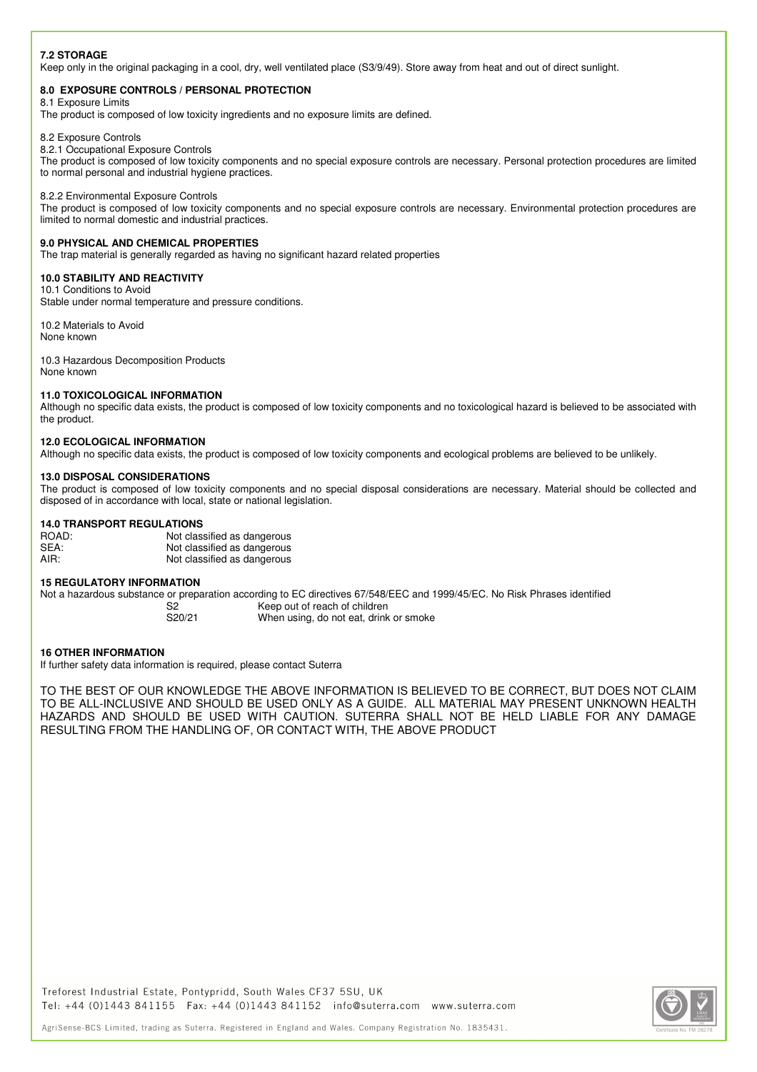### 7.2 STORAGE

Keep only in the original packaging in a cool, dry, well ventilated place (S3/9/49). Store away from heat and out of direct sunlight.

## 8.0 EXPOSURE CONTROLS / PERSONAL PROTECTION

8.1 Exposure Limits

The product is composed of low toxicity ingredients and no exposure limits are defined.

8.2 Exposure Controls

8.2.1 Occupational Exposure Controls

The product is composed of low toxicity components and no special exposure controls are necessary. Personal protection procedures are limited to normal personal and industrial hygiene practices.

8.2.2 Environmental Exposure Controls

The product is composed of low toxicity components and no special exposure controls are necessary. Environmental protection procedures are limited to normal domestic and industrial practices.

## 9.0 PHYSICAL AND CHEMICAL PROPERTIES

The trap material is generally regarded as having no significant hazard related properties

## 10.0 STABILITY AND REACTIVITY

10.1 Conditions to Avoid

Stable under normal temperature and pressure conditions.

10.2 Materials to Avoid

None known

10.3 Hazardous Decomposition Products

None known

## 11.0 TOXICOLOGICAL INFORMATION

Although no specific data exists, the product is composed of low toxicity components and no toxicological hazard is believed to be associated with the product.

## 12.0 ECOLOGICAL INFORMATION

Although no specific data exists, the product is composed of low toxicity components and ecological problems are believed to be unlikely.

## 13.0 DISPOSAL CONSIDERATIONS

The product is composed of low toxicity components and no special disposal considerations are necessary. Material should be collected and disposed of in accordance with local, state or national legislation.

## 14.0 TRANSPORT REGULATIONS

| | |
|---|---|
| ROAD: | Not classified as dangerous |
| SEA: | Not classified as dangerous |
| AIR: | Not classified as dangerous |

## 15 REGULATORY INFORMATION

Not a hazardous substance or preparation according to EC directives 67/548/EEC and 1999/45/EC. No Risk Phrases identified

| | |
|---|---|
| S2 | Keep out of reach of children |
| S20/21 | When using, do not eat, drink or smoke |

## 16 OTHER INFORMATION

If further safety data information is required, please contact Suterra

TO THE BEST OF OUR KNOWLEDGE THE ABOVE INFORMATION IS BELIEVED TO BE CORRECT, BUT DOES NOT CLAIM TO BE ALL-INCLUSIVE AND SHOULD BE USED ONLY AS A GUIDE. ALL MATERIAL MAY PRESENT UNKNOWN HEALTH HAZARDS AND SHOULD BE USED WITH CAUTION. SUTERRA SHALL NOT BE HELD LIABLE FOR ANY DAMAGE RESULTING FROM THE HANDLING OF, OR CONTACT WITH, THE ABOVE PRODUCT